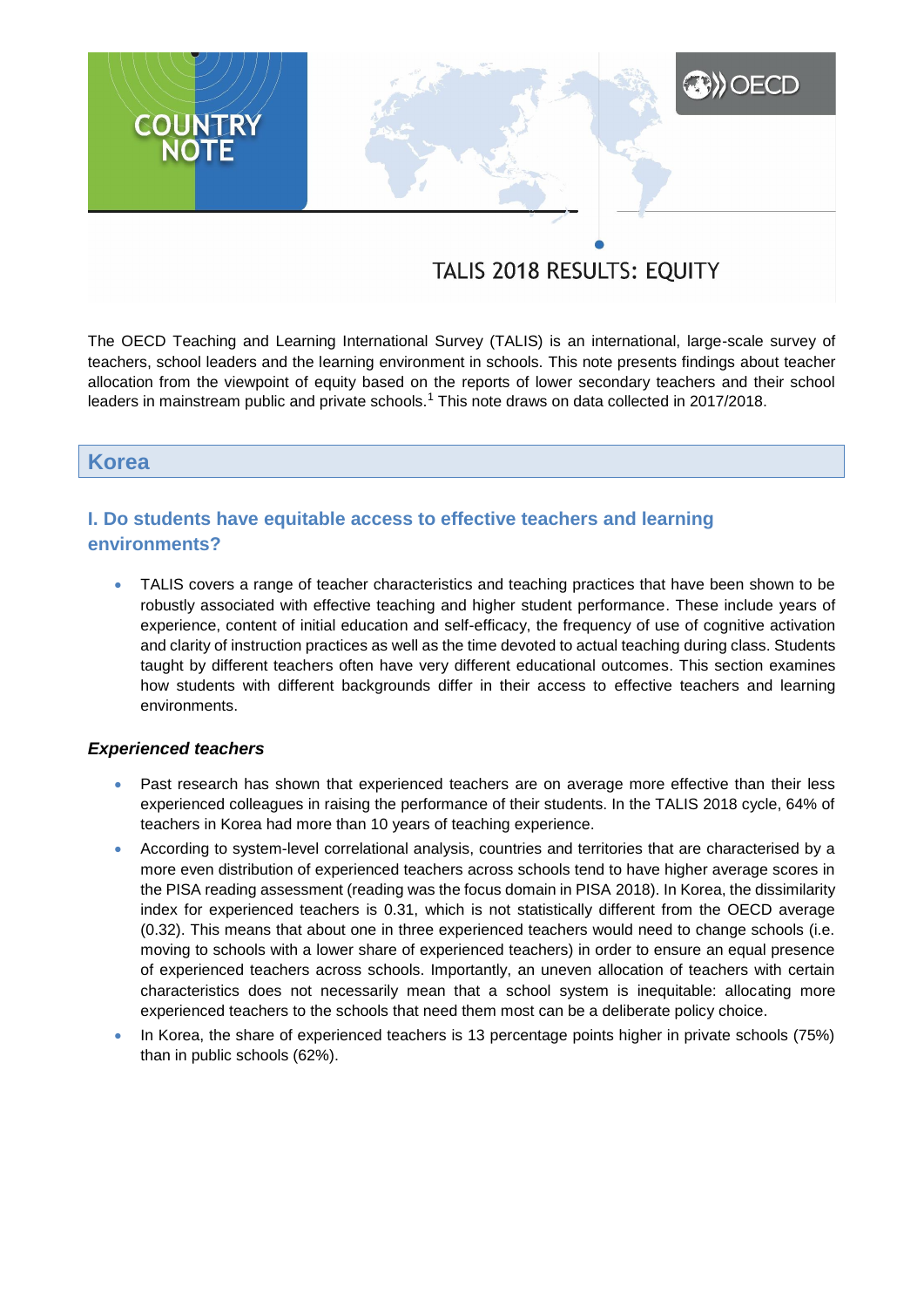COUNTRY NOTE

# TALIS 2018 RESULTS: EQUITY

The OECD Teaching and Learning International Survey (TALIS) is an international, large-scale survey of teachers, school leaders and the learning environment in schools. This note presents findings about teacher allocation from the viewpoint of equity based on the reports of lower secondary teachers and their school leaders in mainstream public and private schools.[1] This note draws on data collected in 2017/2018.

## Korea

### I. Do students have equitable access to effective teachers and learning environments?

- TALIS covers a range of teacher characteristics and teaching practices that have been shown to be robustly associated with effective teaching and higher student performance. These include years of experience, content of initial education and self-efficacy, the frequency of use of cognitive activation and clarity of instruction practices as well as the time devoted to actual teaching during class. Students taught by different teachers often have very different educational outcomes. This section examines how students with different backgrounds differ in their access to effective teachers and learning environments.

#### *Experienced teachers*

- Past research has shown that experienced teachers are on average more effective than their less experienced colleagues in raising the performance of their students. In the TALIS 2018 cycle, 64% of teachers in Korea had more than 10 years of teaching experience.
- According to system-level correlational analysis, countries and territories that are characterised by a more even distribution of experienced teachers across schools tend to have higher average scores in the PISA reading assessment (reading was the focus domain in PISA 2018). In Korea, the dissimilarity index for experienced teachers is 0.31, which is not statistically different from the OECD average (0.32). This means that about one in three experienced teachers would need to change schools (i.e. moving to schools with a lower share of experienced teachers) in order to ensure an equal presence of experienced teachers across schools. Importantly, an uneven allocation of teachers with certain characteristics does not necessarily mean that a school system is inequitable: allocating more experienced teachers to the schools that need them most can be a deliberate policy choice.
- In Korea, the share of experienced teachers is 13 percentage points higher in private schools (75%) than in public schools (62%).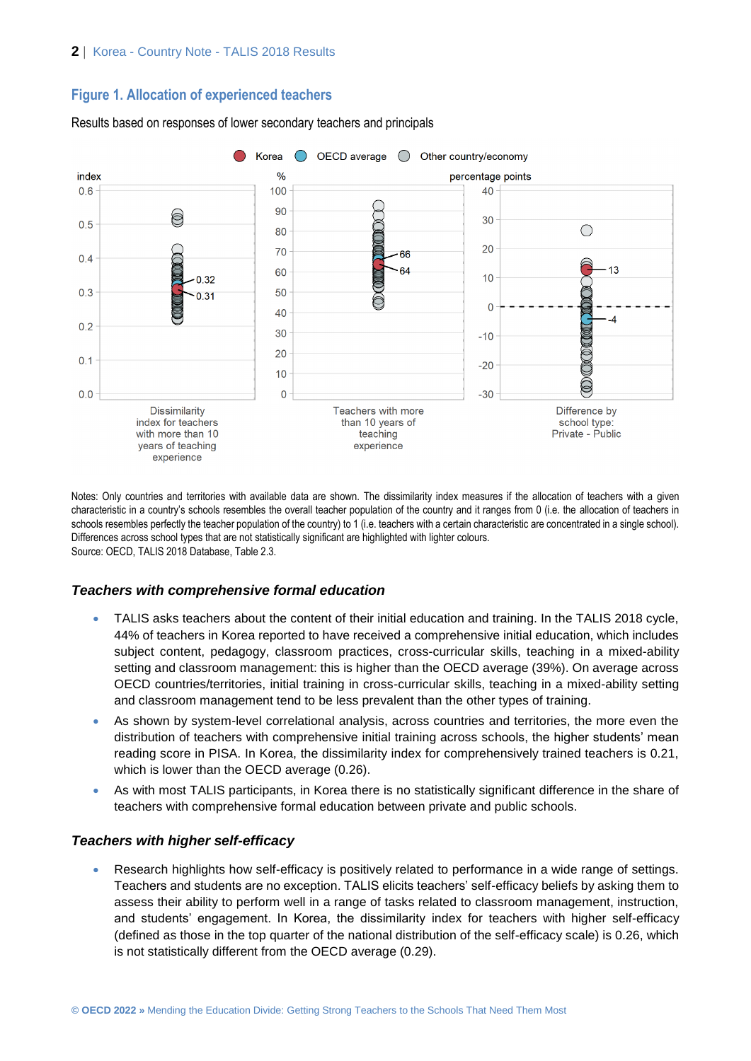## Figure 1. Allocation of experienced teachers

Results based on responses of lower secondary teachers and principals

Notes: Only countries and territories with available data are shown. The dissimilarity index measures if the allocation of teachers with a given characteristic in a country's schools resembles the overall teacher population of the country and it ranges from 0 (i.e. the allocation of teachers in schools resembles perfectly the teacher population of the country) to 1 (i.e. teachers with a certain characteristic are concentrated in a single school). Differences across school types that are not statistically significant are highlighted with lighter colours.
Source: OECD, TALIS 2018 Database, Table 2.3.

### *Teachers with comprehensive formal education*

- TALIS asks teachers about the content of their initial education and training. In the TALIS 2018 cycle, 44% of teachers in Korea reported to have received a comprehensive initial education, which includes subject content, pedagogy, classroom practices, cross-curricular skills, teaching in a mixed-ability setting and classroom management: this is higher than the OECD average (39%). On average across OECD countries/territories, initial training in cross-curricular skills, teaching in a mixed-ability setting and classroom management tend to be less prevalent than the other types of training.
- As shown by system-level correlational analysis, across countries and territories, the more even the distribution of teachers with comprehensive initial training across schools, the higher students' mean reading score in PISA. In Korea, the dissimilarity index for comprehensively trained teachers is 0.21, which is lower than the OECD average (0.26).
- As with most TALIS participants, in Korea there is no statistically significant difference in the share of teachers with comprehensive formal education between private and public schools.

### *Teachers with higher self-efficacy*

- Research highlights how self-efficacy is positively related to performance in a wide range of settings. Teachers and students are no exception. TALIS elicits teachers' self-efficacy beliefs by asking them to assess their ability to perform well in a range of tasks related to classroom management, instruction, and students' engagement. In Korea, the dissimilarity index for teachers with higher self-efficacy (defined as those in the top quarter of the national distribution of the self-efficacy scale) is 0.26, which is not statistically different from the OECD average (0.29).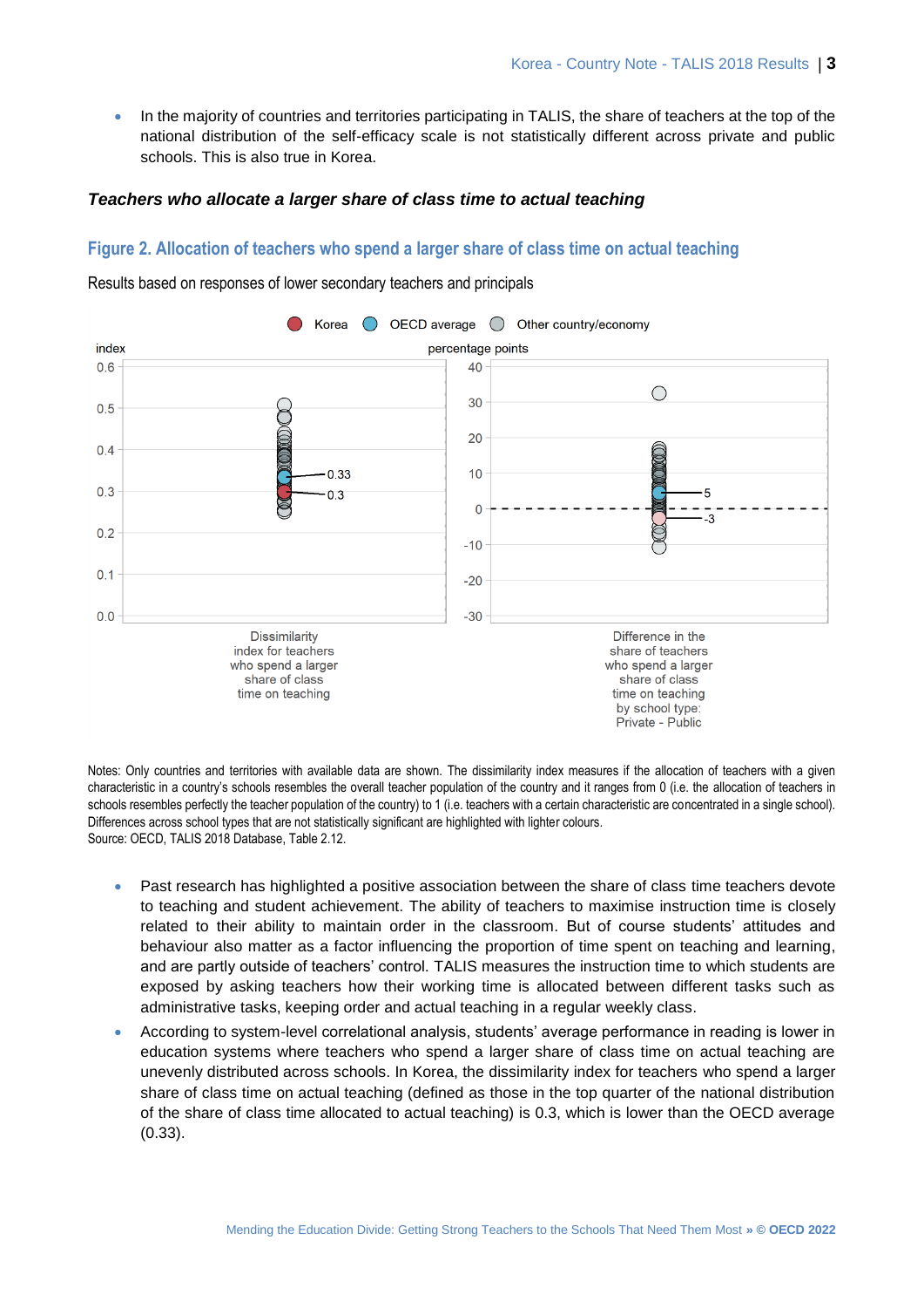- In the majority of countries and territories participating in TALIS, the share of teachers at the top of the national distribution of the self-efficacy scale is not statistically different across private and public schools. This is also true in Korea.

### *Teachers who allocate a larger share of class time to actual teaching*

## Figure 2. Allocation of teachers who spend a larger share of class time on actual teaching

Results based on responses of lower secondary teachers and principals

Notes: Only countries and territories with available data are shown. The dissimilarity index measures if the allocation of teachers with a given characteristic in a country's schools resembles the overall teacher population of the country and it ranges from 0 (i.e. the allocation of teachers in schools resembles perfectly the teacher population of the country) to 1 (i.e. teachers with a certain characteristic are concentrated in a single school). Differences across school types that are not statistically significant are highlighted with lighter colours.
Source: OECD, TALIS 2018 Database, Table 2.12.

- Past research has highlighted a positive association between the share of class time teachers devote to teaching and student achievement. The ability of teachers to maximise instruction time is closely related to their ability to maintain order in the classroom. But of course students' attitudes and behaviour also matter as a factor influencing the proportion of time spent on teaching and learning, and are partly outside of teachers' control. TALIS measures the instruction time to which students are exposed by asking teachers how their working time is allocated between different tasks such as administrative tasks, keeping order and actual teaching in a regular weekly class.
- According to system-level correlational analysis, students' average performance in reading is lower in education systems where teachers who spend a larger share of class time on actual teaching are unevenly distributed across schools. In Korea, the dissimilarity index for teachers who spend a larger share of class time on actual teaching (defined as those in the top quarter of the national distribution of the share of class time allocated to actual teaching) is 0.3, which is lower than the OECD average (0.33).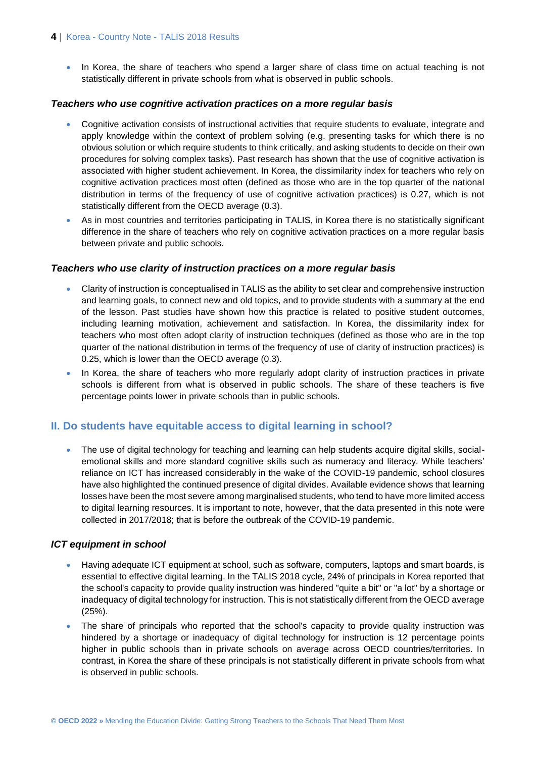- In Korea, the share of teachers who spend a larger share of class time on actual teaching is not statistically different in private schools from what is observed in public schools.

### *Teachers who use cognitive activation practices on a more regular basis*

- Cognitive activation consists of instructional activities that require students to evaluate, integrate and apply knowledge within the context of problem solving (e.g. presenting tasks for which there is no obvious solution or which require students to think critically, and asking students to decide on their own procedures for solving complex tasks). Past research has shown that the use of cognitive activation is associated with higher student achievement. In Korea, the dissimilarity index for teachers who rely on cognitive activation practices most often (defined as those who are in the top quarter of the national distribution in terms of the frequency of use of cognitive activation practices) is 0.27, which is not statistically different from the OECD average (0.3).
- As in most countries and territories participating in TALIS, in Korea there is no statistically significant difference in the share of teachers who rely on cognitive activation practices on a more regular basis between private and public schools.

### *Teachers who use clarity of instruction practices on a more regular basis*

- Clarity of instruction is conceptualised in TALIS as the ability to set clear and comprehensive instruction and learning goals, to connect new and old topics, and to provide students with a summary at the end of the lesson. Past studies have shown how this practice is related to positive student outcomes, including learning motivation, achievement and satisfaction. In Korea, the dissimilarity index for teachers who most often adopt clarity of instruction techniques (defined as those who are in the top quarter of the national distribution in terms of the frequency of use of clarity of instruction practices) is 0.25, which is lower than the OECD average (0.3).
- In Korea, the share of teachers who more regularly adopt clarity of instruction practices in private schools is different from what is observed in public schools. The share of these teachers is five percentage points lower in private schools than in public schools.

## II. Do students have equitable access to digital learning in school?

- The use of digital technology for teaching and learning can help students acquire digital skills, social-emotional skills and more standard cognitive skills such as numeracy and literacy. While teachers' reliance on ICT has increased considerably in the wake of the COVID-19 pandemic, school closures have also highlighted the continued presence of digital divides. Available evidence shows that learning losses have been the most severe among marginalised students, who tend to have more limited access to digital learning resources. It is important to note, however, that the data presented in this note were collected in 2017/2018; that is before the outbreak of the COVID-19 pandemic.

### *ICT equipment in school*

- Having adequate ICT equipment at school, such as software, computers, laptops and smart boards, is essential to effective digital learning. In the TALIS 2018 cycle, 24% of principals in Korea reported that the school's capacity to provide quality instruction was hindered "quite a bit" or "a lot" by a shortage or inadequacy of digital technology for instruction. This is not statistically different from the OECD average (25%).
- The share of principals who reported that the school's capacity to provide quality instruction was hindered by a shortage or inadequacy of digital technology for instruction is 12 percentage points higher in public schools than in private schools on average across OECD countries/territories. In contrast, in Korea the share of these principals is not statistically different in private schools from what is observed in public schools.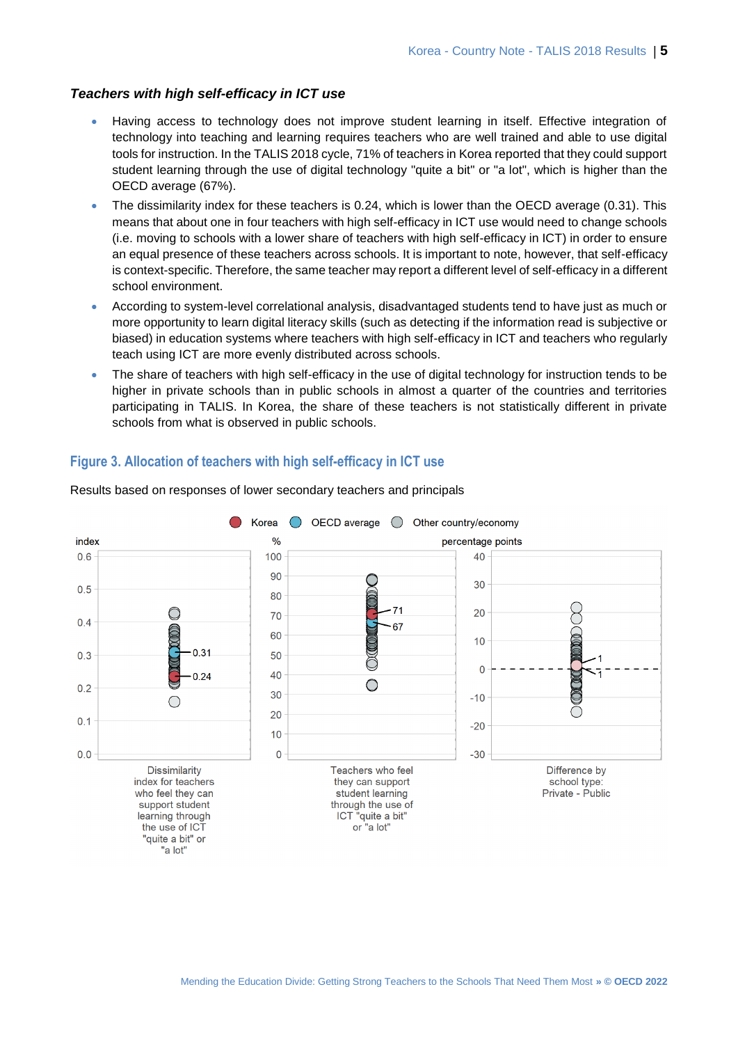### *Teachers with high self-efficacy in ICT use*

- Having access to technology does not improve student learning in itself. Effective integration of technology into teaching and learning requires teachers who are well trained and able to use digital tools for instruction. In the TALIS 2018 cycle, 71% of teachers in Korea reported that they could support student learning through the use of digital technology "quite a bit" or "a lot", which is higher than the OECD average (67%).
- The dissimilarity index for these teachers is 0.24, which is lower than the OECD average (0.31). This means that about one in four teachers with high self-efficacy in ICT use would need to change schools (i.e. moving to schools with a lower share of teachers with high self-efficacy in ICT) in order to ensure an equal presence of these teachers across schools. It is important to note, however, that self-efficacy is context-specific. Therefore, the same teacher may report a different level of self-efficacy in a different school environment.
- According to system-level correlational analysis, disadvantaged students tend to have just as much or more opportunity to learn digital literacy skills (such as detecting if the information read is subjective or biased) in education systems where teachers with high self-efficacy in ICT and teachers who regularly teach using ICT are more evenly distributed across schools.
- The share of teachers with high self-efficacy in the use of digital technology for instruction tends to be higher in private schools than in public schools in almost a quarter of the countries and territories participating in TALIS. In Korea, the share of these teachers is not statistically different in private schools from what is observed in public schools.

## Figure 3. Allocation of teachers with high self-efficacy in ICT use

Results based on responses of lower secondary teachers and principals

Korea | OECD average | Other country/economy

| | Korea | OECD average |
|---|---|---|
| Dissimilarity index for teachers who feel they can support student learning through the use of ICT "quite a bit" or "a lot" (index) | 0.24 | 0.31 |
| Teachers who feel they can support student learning through the use of ICT "quite a bit" or "a lot" (%) | 71 | 67 |
| Difference by school type: Private - Public (percentage points) | 1 | 1 |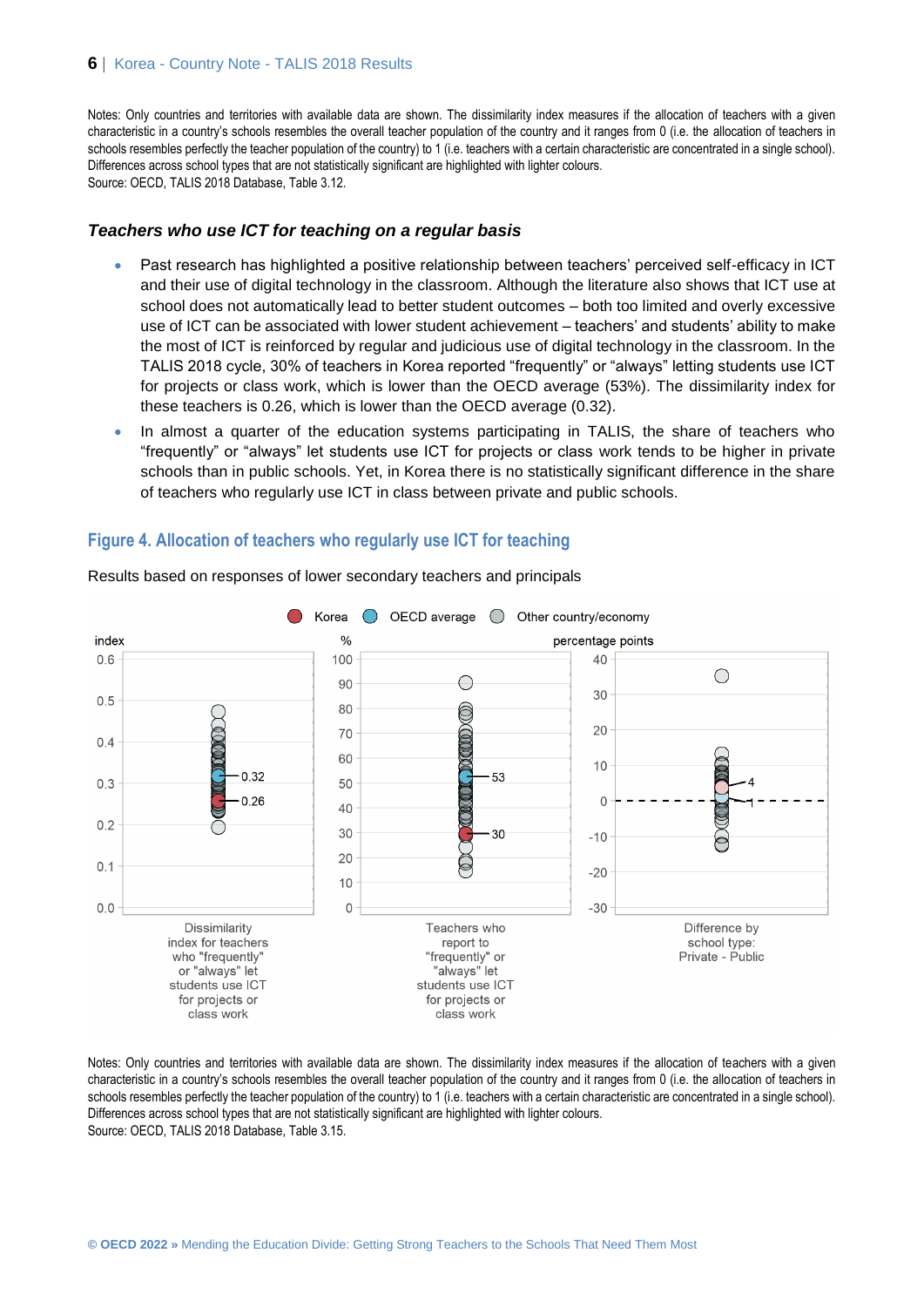Notes: Only countries and territories with available data are shown. The dissimilarity index measures if the allocation of teachers with a given characteristic in a country's schools resembles the overall teacher population of the country and it ranges from 0 (i.e. the allocation of teachers in schools resembles perfectly the teacher population of the country) to 1 (i.e. teachers with a certain characteristic are concentrated in a single school). Differences across school types that are not statistically significant are highlighted with lighter colours.
Source: OECD, TALIS 2018 Database, Table 3.12.

### *Teachers who use ICT for teaching on a regular basis*

- Past research has highlighted a positive relationship between teachers' perceived self-efficacy in ICT and their use of digital technology in the classroom. Although the literature also shows that ICT use at school does not automatically lead to better student outcomes – both too limited and overly excessive use of ICT can be associated with lower student achievement – teachers' and students' ability to make the most of ICT is reinforced by regular and judicious use of digital technology in the classroom. In the TALIS 2018 cycle, 30% of teachers in Korea reported "frequently" or "always" letting students use ICT for projects or class work, which is lower than the OECD average (53%). The dissimilarity index for these teachers is 0.26, which is lower than the OECD average (0.32).
- In almost a quarter of the education systems participating in TALIS, the share of teachers who "frequently" or "always" let students use ICT for projects or class work tends to be higher in private schools than in public schools. Yet, in Korea there is no statistically significant difference in the share of teachers who regularly use ICT in class between private and public schools.

## Figure 4. Allocation of teachers who regularly use ICT for teaching

Results based on responses of lower secondary teachers and principals

Legend: Korea; OECD average; Other country/economy

| | Korea | OECD average |
|---|---|---|
| Dissimilarity index for teachers who "frequently" or "always" let students use ICT for projects or class work (index) | 0.26 | 0.32 |
| Teachers who report to "frequently" or "always" let students use ICT for projects or class work (%) | 30 | 53 |
| Difference by school type: Private - Public (percentage points) | 1 | 4 |

Notes: Only countries and territories with available data are shown. The dissimilarity index measures if the allocation of teachers with a given characteristic in a country's schools resembles the overall teacher population of the country and it ranges from 0 (i.e. the allocation of teachers in schools resembles perfectly the teacher population of the country) to 1 (i.e. teachers with a certain characteristic are concentrated in a single school). Differences across school types that are not statistically significant are highlighted with lighter colours.
Source: OECD, TALIS 2018 Database, Table 3.15.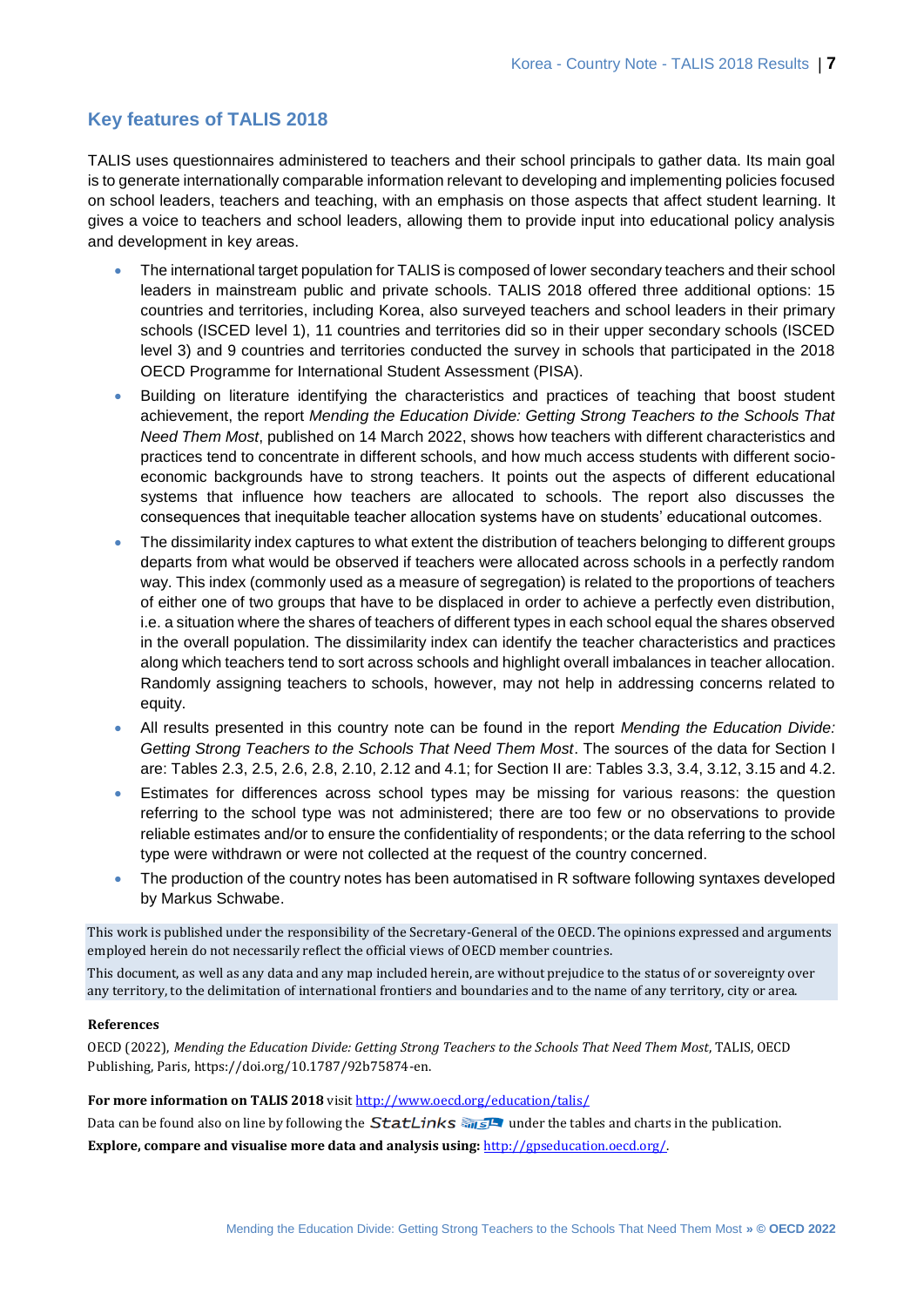## Key features of TALIS 2018

TALIS uses questionnaires administered to teachers and their school principals to gather data. Its main goal is to generate internationally comparable information relevant to developing and implementing policies focused on school leaders, teachers and teaching, with an emphasis on those aspects that affect student learning. It gives a voice to teachers and school leaders, allowing them to provide input into educational policy analysis and development in key areas.

- The international target population for TALIS is composed of lower secondary teachers and their school leaders in mainstream public and private schools. TALIS 2018 offered three additional options: 15 countries and territories, including Korea, also surveyed teachers and school leaders in their primary schools (ISCED level 1), 11 countries and territories did so in their upper secondary schools (ISCED level 3) and 9 countries and territories conducted the survey in schools that participated in the 2018 OECD Programme for International Student Assessment (PISA).
- Building on literature identifying the characteristics and practices of teaching that boost student achievement, the report *Mending the Education Divide: Getting Strong Teachers to the Schools That Need Them Most*, published on 14 March 2022, shows how teachers with different characteristics and practices tend to concentrate in different schools, and how much access students with different socio-economic backgrounds have to strong teachers. It points out the aspects of different educational systems that influence how teachers are allocated to schools. The report also discusses the consequences that inequitable teacher allocation systems have on students' educational outcomes.
- The dissimilarity index captures to what extent the distribution of teachers belonging to different groups departs from what would be observed if teachers were allocated across schools in a perfectly random way. This index (commonly used as a measure of segregation) is related to the proportions of teachers of either one of two groups that have to be displaced in order to achieve a perfectly even distribution, i.e. a situation where the shares of teachers of different types in each school equal the shares observed in the overall population. The dissimilarity index can identify the teacher characteristics and practices along which teachers tend to sort across schools and highlight overall imbalances in teacher allocation. Randomly assigning teachers to schools, however, may not help in addressing concerns related to equity.
- All results presented in this country note can be found in the report *Mending the Education Divide: Getting Strong Teachers to the Schools That Need Them Most*. The sources of the data for Section I are: Tables 2.3, 2.5, 2.6, 2.8, 2.10, 2.12 and 4.1; for Section II are: Tables 3.3, 3.4, 3.12, 3.15 and 4.2.
- Estimates for differences across school types may be missing for various reasons: the question referring to the school type was not administered; there are too few or no observations to provide reliable estimates and/or to ensure the confidentiality of respondents; or the data referring to the school type were withdrawn or were not collected at the request of the country concerned.
- The production of the country notes has been automatised in R software following syntaxes developed by Markus Schwabe.

This work is published under the responsibility of the Secretary-General of the OECD. The opinions expressed and arguments employed herein do not necessarily reflect the official views of OECD member countries.

This document, as well as any data and any map included herein, are without prejudice to the status of or sovereignty over any territory, to the delimitation of international frontiers and boundaries and to the name of any territory, city or area.

**References**

OECD (2022), *Mending the Education Divide: Getting Strong Teachers to the Schools That Need Them Most*, TALIS, OECD Publishing, Paris, https://doi.org/10.1787/92b75874-en.

**For more information on TALIS 2018** visit http://www.oecd.org/education/talis/

Data can be found also on line by following the StatLinks under the tables and charts in the publication.

**Explore, compare and visualise more data and analysis using:** http://gpseducation.oecd.org/.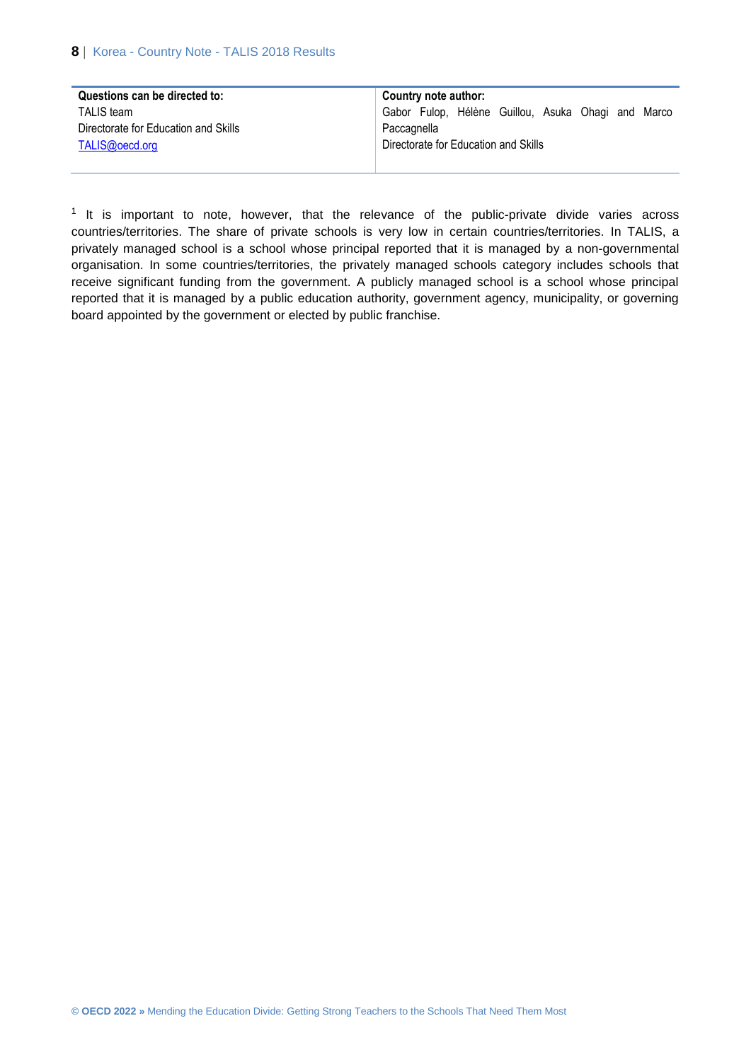| Questions can be directed to: | Country note author: |
| --- | --- |
| TALIS team<br>Directorate for Education and Skills<br>TALIS@oecd.org | Gabor Fulop, Hélène Guillou, Asuka Ohagi and Marco Paccagnella<br>Directorate for Education and Skills |

[1] It is important to note, however, that the relevance of the public-private divide varies across countries/territories. The share of private schools is very low in certain countries/territories. In TALIS, a privately managed school is a school whose principal reported that it is managed by a non-governmental organisation. In some countries/territories, the privately managed schools category includes schools that receive significant funding from the government. A publicly managed school is a school whose principal reported that it is managed by a public education authority, government agency, municipality, or governing board appointed by the government or elected by public franchise.